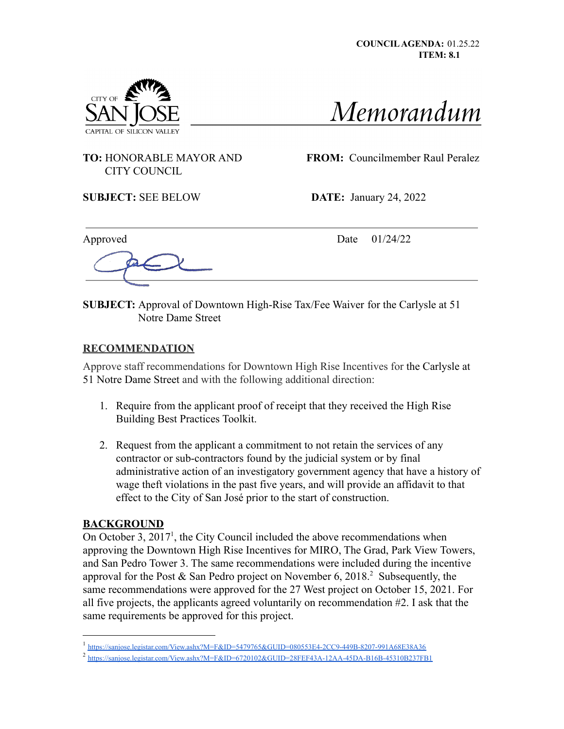COUNCIL AGENDA: 01.25.22
ITEM: 8.1

CITY OF SAN JOSE
CAPITAL OF SILICON VALLEY

# Memorandum

**TO:** HONORABLE MAYOR AND CITY COUNCIL

**FROM:** Councilmember Raul Peralez

**SUBJECT:** SEE BELOW

**DATE:** January 24, 2022

Approved

Date 01/24/22

**SUBJECT:** Approval of Downtown High-Rise Tax/Fee Waiver for the Carlysle at 51 Notre Dame Street

## RECOMMENDATION

Approve staff recommendations for Downtown High Rise Incentives for the Carlysle at 51 Notre Dame Street and with the following additional direction:

1. Require from the applicant proof of receipt that they received the High Rise Building Best Practices Toolkit.
2. Request from the applicant a commitment to not retain the services of any contractor or sub-contractors found by the judicial system or by final administrative action of an investigatory government agency that have a history of wage theft violations in the past five years, and will provide an affidavit to that effect to the City of San José prior to the start of construction.

## BACKGROUND

On October 3, 2017[1], the City Council included the above recommendations when approving the Downtown High Rise Incentives for MIRO, The Grad, Park View Towers, and San Pedro Tower 3. The same recommendations were included during the incentive approval for the Post & San Pedro project on November 6, 2018.[2] Subsequently, the same recommendations were approved for the 27 West project on October 15, 2021. For all five projects, the applicants agreed voluntarily on recommendation #2. I ask that the same requirements be approved for this project.

---

[1] https://sanjose.legistar.com/View.ashx?M=F&ID=5479765&GUID=080553E4-2CC9-449B-8207-991A68E38A36

[2] https://sanjose.legistar.com/View.ashx?M=F&ID=6720102&GUID=28FEF43A-12AA-45DA-B16B-45310B237FB1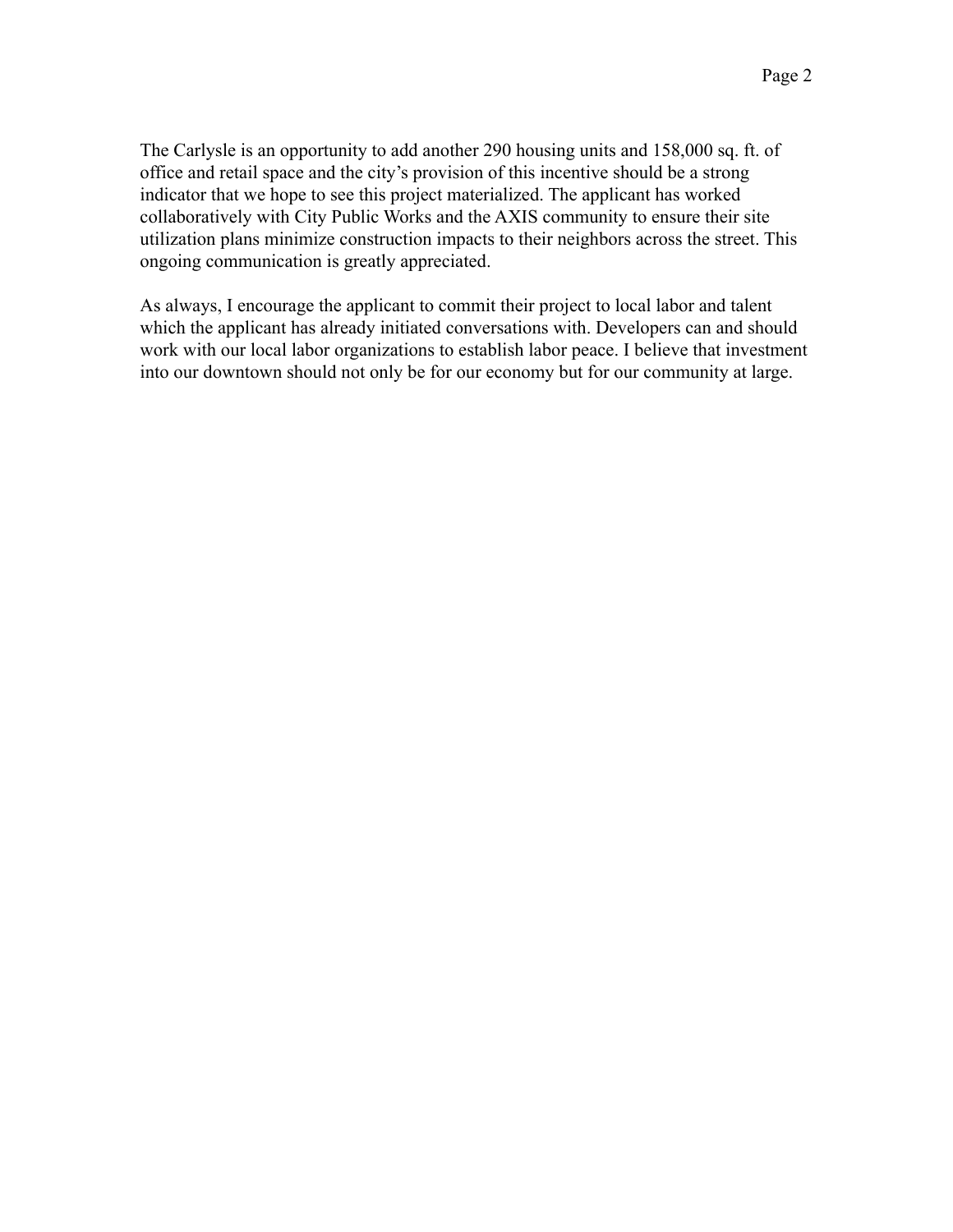The Carlysle is an opportunity to add another 290 housing units and 158,000 sq. ft. of office and retail space and the city's provision of this incentive should be a strong indicator that we hope to see this project materialized. The applicant has worked collaboratively with City Public Works and the AXIS community to ensure their site utilization plans minimize construction impacts to their neighbors across the street. This ongoing communication is greatly appreciated.

As always, I encourage the applicant to commit their project to local labor and talent which the applicant has already initiated conversations with. Developers can and should work with our local labor organizations to establish labor peace. I believe that investment into our downtown should not only be for our economy but for our community at large.